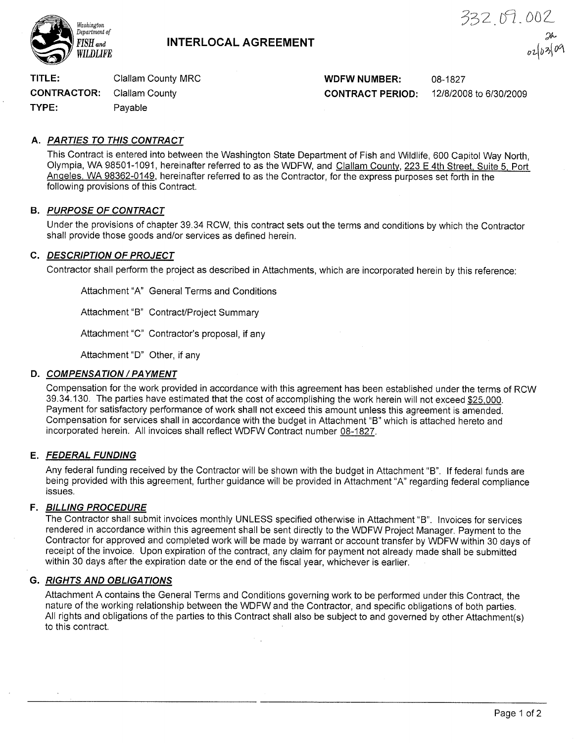Washington Department of FISH and WILDLIFE

332.09.002
02/03/09

# INTERLOCAL AGREEMENT

| | | | |
|---|---|---|---|
| **TITLE:** | Clallam County MRC | **WDFW NUMBER:** | 08-1827 |
| **CONTRACTOR:** | Clallam County | **CONTRACT PERIOD:** | 12/8/2008 to 6/30/2009 |
| **TYPE:** | Payable | | |

## A. *PARTIES TO THIS CONTRACT*

This Contract is entered into between the Washington State Department of Fish and Wildlife, 600 Capitol Way North, Olympia, WA 98501-1091, hereinafter referred to as the WDFW, and Clallam County, 223 E 4th Street, Suite 5, Port Angeles, WA 98362-0149, hereinafter referred to as the Contractor, for the express purposes set forth in the following provisions of this Contract.

## B. *PURPOSE OF CONTRACT*

Under the provisions of chapter 39.34 RCW, this contract sets out the terms and conditions by which the Contractor shall provide those goods and/or services as defined herein.

## C. *DESCRIPTION OF PROJECT*

Contractor shall perform the project as described in Attachments, which are incorporated herein by this reference:

Attachment "A" General Terms and Conditions

Attachment "B" Contract/Project Summary

Attachment "C" Contractor's proposal, if any

Attachment "D" Other, if any

## D. *COMPENSATION / PAYMENT*

Compensation for the work provided in accordance with this agreement has been established under the terms of RCW 39.34.130. The parties have estimated that the cost of accomplishing the work herein will not exceed $25,000. Payment for satisfactory performance of work shall not exceed this amount unless this agreement is amended. Compensation for services shall in accordance with the budget in Attachment "B" which is attached hereto and incorporated herein. All invoices shall reflect WDFW Contract number 08-1827.

## E. *FEDERAL FUNDING*

Any federal funding received by the Contractor will be shown with the budget in Attachment "B". If federal funds are being provided with this agreement, further guidance will be provided in Attachment "A" regarding federal compliance issues.

## F. *BILLING PROCEDURE*

The Contractor shall submit invoices monthly UNLESS specified otherwise in Attachment "B". Invoices for services rendered in accordance within this agreement shall be sent directly to the WDFW Project Manager. Payment to the Contractor for approved and completed work will be made by warrant or account transfer by WDFW within 30 days of receipt of the invoice. Upon expiration of the contract, any claim for payment not already made shall be submitted within 30 days after the expiration date or the end of the fiscal year, whichever is earlier.

## G. *RIGHTS AND OBLIGATIONS*

Attachment A contains the General Terms and Conditions governing work to be performed under this Contract, the nature of the working relationship between the WDFW and the Contractor, and specific obligations of both parties. All rights and obligations of the parties to this Contract shall also be subject to and governed by other Attachment(s) to this contract.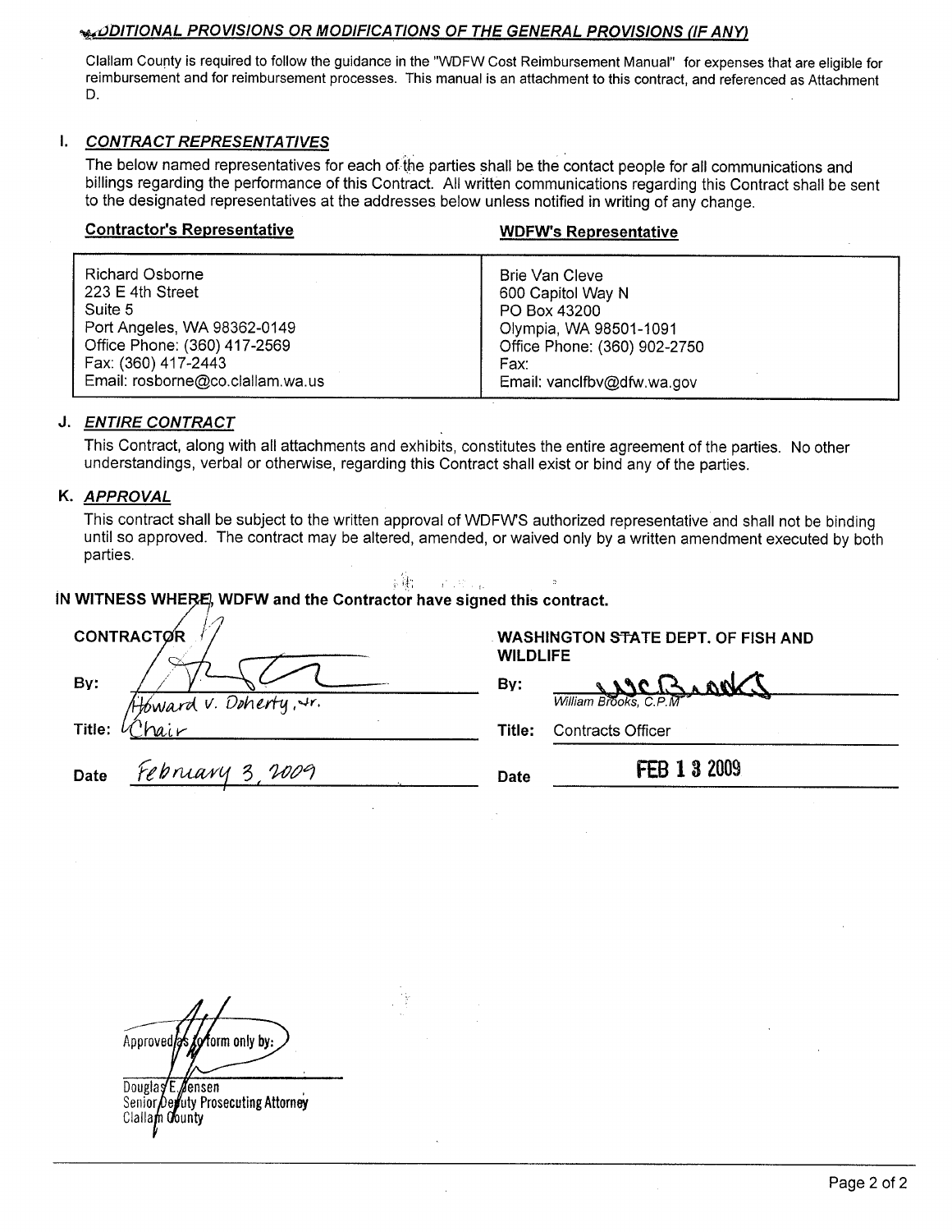## ADDITIONAL PROVISIONS OR MODIFICATIONS OF THE GENERAL PROVISIONS (IF ANY)

Clallam County is required to follow the guidance in the "WDFW Cost Reimbursement Manual" for expenses that are eligible for reimbursement and for reimbursement processes. This manual is an attachment to this contract, and referenced as Attachment D.

### I. CONTRACT REPRESENTATIVES

The below named representatives for each of the parties shall be the contact people for all communications and billings regarding the performance of this Contract. All written communications regarding this Contract shall be sent to the designated representatives at the addresses below unless notified in writing of any change.

| Contractor's Representative | WDFW's Representative |
| --- | --- |
| Richard Osborne<br>223 E 4th Street<br>Suite 5<br>Port Angeles, WA 98362-0149<br>Office Phone: (360) 417-2569<br>Fax: (360) 417-2443<br>Email: rosborne@co.clallam.wa.us | Brie Van Cleve<br>600 Capitol Way N<br>PO Box 43200<br>Olympia, WA 98501-1091<br>Office Phone: (360) 902-2750<br>Fax:<br>Email: vanclfbv@dfw.wa.gov |

### J. ENTIRE CONTRACT

This Contract, along with all attachments and exhibits, constitutes the entire agreement of the parties. No other understandings, verbal or otherwise, regarding this Contract shall exist or bind any of the parties.

### K. APPROVAL

This contract shall be subject to the written approval of WDFW'S authorized representative and shall not be binding until so approved. The contract may be altered, amended, or waived only by a written amendment executed by both parties.

**IN WITNESS WHERE, WDFW and the Contractor have signed this contract.**

| CONTRACTOR | | WASHINGTON STATE DEPT. OF FISH AND WILDLIFE | |
| --- | --- | --- | --- |
| By: | Howard V. Doherty, Jr. | By: | William Brooks, C.P.M |
| Title: | Chair | Title: | Contracts Officer |
| Date | February 3, 2009 | Date | FEB 13 2009 |

Approved as to form only by:

Douglas E. Jensen
Senior Deputy Prosecuting Attorney
Clallam County